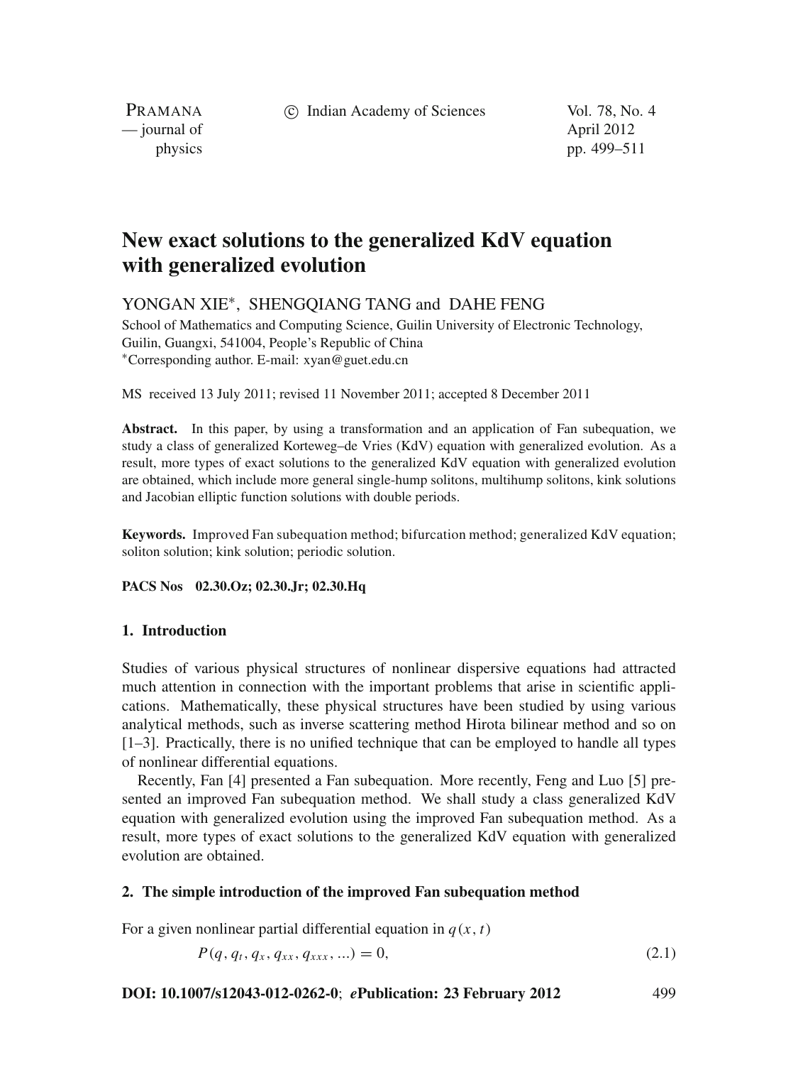# New exact solutions to the generalized KdV equation with generalized evolution

YONGAN XIE*, SHENGQIANG TANG and DAHE FENG

School of Mathematics and Computing Science, Guilin University of Electronic Technology, Guilin, Guangxi, 541004, People's Republic of China

*Corresponding author. E-mail: xyan@guet.edu.cn

MS received 13 July 2011; revised 11 November 2011; accepted 8 December 2011

**Abstract.** In this paper, by using a transformation and an application of Fan subequation, we study a class of generalized Korteweg–de Vries (KdV) equation with generalized evolution. As a result, more types of exact solutions to the generalized KdV equation with generalized evolution are obtained, which include more general single-hump solitons, multihump solitons, kink solutions and Jacobian elliptic function solutions with double periods.

**Keywords.** Improved Fan subequation method; bifurcation method; generalized KdV equation; soliton solution; kink solution; periodic solution.

**PACS Nos** 02.30.Oz; 02.30.Jr; 02.30.Hq

## 1. Introduction

Studies of various physical structures of nonlinear dispersive equations had attracted much attention in connection with the important problems that arise in scientific applications. Mathematically, these physical structures have been studied by using various analytical methods, such as inverse scattering method Hirota bilinear method and so on [1–3]. Practically, there is no unified technique that can be employed to handle all types of nonlinear differential equations.

Recently, Fan [4] presented a Fan subequation. More recently, Feng and Luo [5] presented an improved Fan subequation method. We shall study a class generalized KdV equation with generalized evolution using the improved Fan subequation method. As a result, more types of exact solutions to the generalized KdV equation with generalized evolution are obtained.

## 2. The simple introduction of the improved Fan subequation method

For a given nonlinear partial differential equation in $q(x, t)$

$$P(q, q_t, q_x, q_{xx}, q_{xxx}, ...) = 0, \tag{2.1}$$

**DOI: 10.1007/s12043-012-0262-0**; ***e*Publication: 23 February 2012**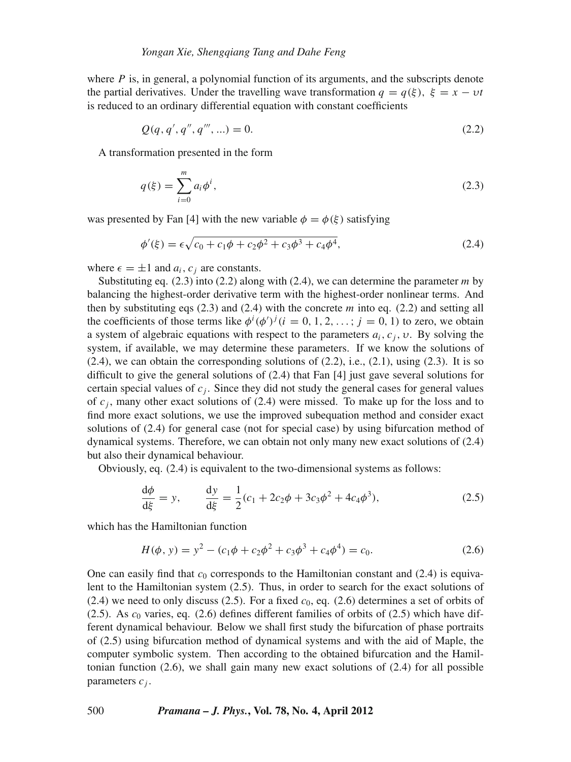where $P$ is, in general, a polynomial function of its arguments, and the subscripts denote the partial derivatives. Under the travelling wave transformation $q = q(\xi)$, $\xi = x - \upsilon t$ is reduced to an ordinary differential equation with constant coefficients

$$Q(q, q', q'', q''', ...) = 0. \tag{2.2}$$

A transformation presented in the form

$$q(\xi) = \sum_{i=0}^{m} a_i \phi^i, \tag{2.3}$$

was presented by Fan [4] with the new variable $\phi = \phi(\xi)$ satisfying

$$\phi'(\xi) = \epsilon\sqrt{c_0 + c_1\phi + c_2\phi^2 + c_3\phi^3 + c_4\phi^4}, \tag{2.4}$$

where $\epsilon = \pm 1$ and $a_i, c_j$ are constants.

Substituting eq. (2.3) into (2.2) along with (2.4), we can determine the parameter $m$ by balancing the highest-order derivative term with the highest-order nonlinear terms. And then by substituting eqs (2.3) and (2.4) with the concrete $m$ into eq. (2.2) and setting all the coefficients of those terms like $\phi^i(\phi')^j (i = 0, 1, 2, \ldots; j = 0, 1)$ to zero, we obtain a system of algebraic equations with respect to the parameters $a_i, c_j, \upsilon$. By solving the system, if available, we may determine these parameters. If we know the solutions of (2.4), we can obtain the corresponding solutions of (2.2), i.e., (2.1), using (2.3). It is so difficult to give the general solutions of (2.4) that Fan [4] just gave several solutions for certain special values of $c_j$. Since they did not study the general cases for general values of $c_j$, many other exact solutions of (2.4) were missed. To make up for the loss and to find more exact solutions, we use the improved subequation method and consider exact solutions of (2.4) for general case (not for special case) by using bifurcation method of dynamical systems. Therefore, we can obtain not only many new exact solutions of (2.4) but also their dynamical behaviour.

Obviously, eq. (2.4) is equivalent to the two-dimensional systems as follows:

$$\frac{\mathrm{d}\phi}{\mathrm{d}\xi} = y, \qquad \frac{\mathrm{d}y}{\mathrm{d}\xi} = \frac{1}{2}(c_1 + 2c_2\phi + 3c_3\phi^2 + 4c_4\phi^3), \tag{2.5}$$

which has the Hamiltonian function

$$H(\phi, y) = y^2 - (c_1\phi + c_2\phi^2 + c_3\phi^3 + c_4\phi^4) = c_0. \tag{2.6}$$

One can easily find that $c_0$ corresponds to the Hamiltonian constant and (2.4) is equivalent to the Hamiltonian system (2.5). Thus, in order to search for the exact solutions of (2.4) we need to only discuss (2.5). For a fixed $c_0$, eq. (2.6) determines a set of orbits of (2.5). As $c_0$ varies, eq. (2.6) defines different families of orbits of (2.5) which have different dynamical behaviour. Below we shall first study the bifurcation of phase portraits of (2.5) using bifurcation method of dynamical systems and with the aid of Maple, the computer symbolic system. Then according to the obtained bifurcation and the Hamiltonian function (2.6), we shall gain many new exact solutions of (2.4) for all possible parameters $c_j$.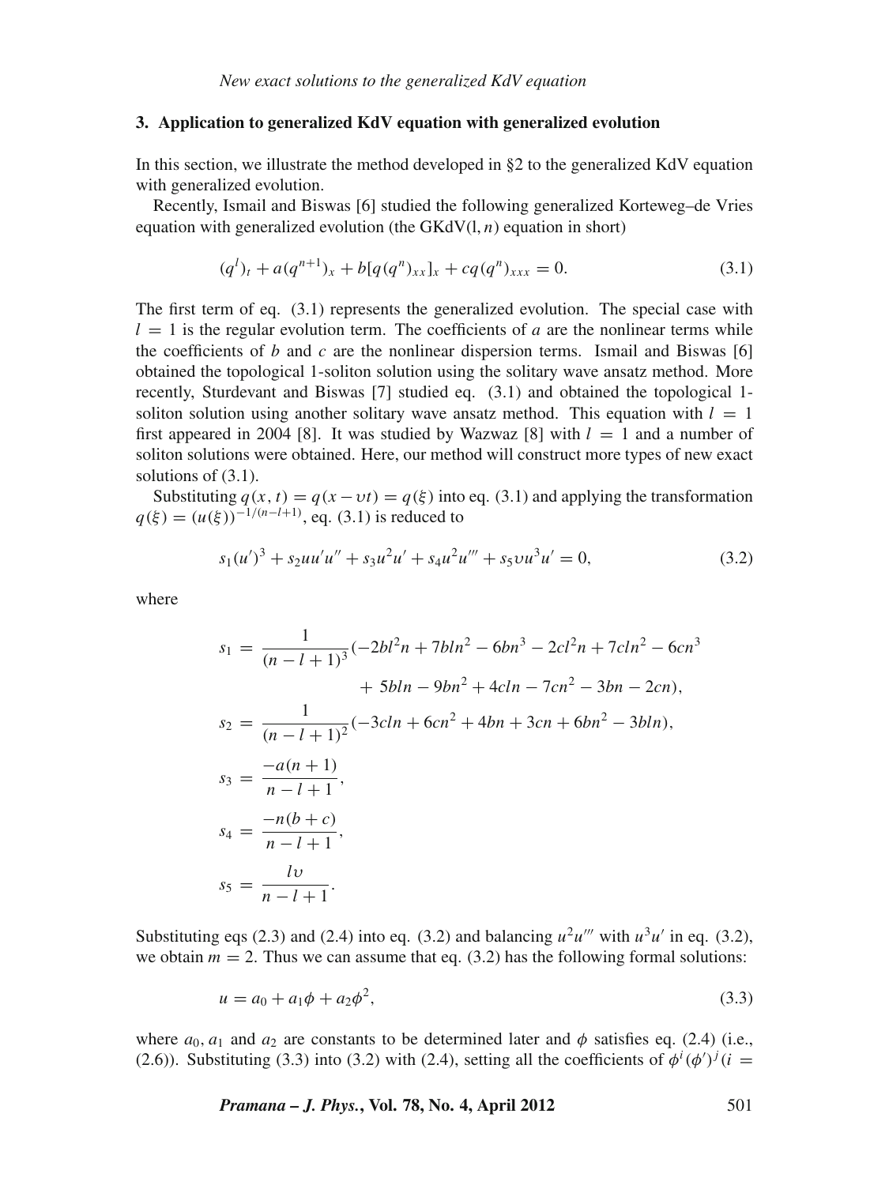## 3. Application to generalized KdV equation with generalized evolution

In this section, we illustrate the method developed in §2 to the generalized KdV equation with generalized evolution.

Recently, Ismail and Biswas [6] studied the following generalized Korteweg–de Vries equation with generalized evolution (the GKdV(l, n) equation in short)

$$(q^l)_t + a(q^{n+1})_x + b[q(q^n)_{xx}]_x + cq(q^n)_{xxx} = 0. \tag{3.1}$$

The first term of eq. (3.1) represents the generalized evolution. The special case with $l = 1$ is the regular evolution term. The coefficients of $a$ are the nonlinear terms while the coefficients of $b$ and $c$ are the nonlinear dispersion terms. Ismail and Biswas [6] obtained the topological 1-soliton solution using the solitary wave ansatz method. More recently, Sturdevant and Biswas [7] studied eq. (3.1) and obtained the topological 1-soliton solution using another solitary wave ansatz method. This equation with $l = 1$ first appeared in 2004 [8]. It was studied by Wazwaz [8] with $l = 1$ and a number of soliton solutions were obtained. Here, our method will construct more types of new exact solutions of (3.1).

Substituting $q(x,t) = q(x - \upsilon t) = q(\xi)$ into eq. (3.1) and applying the transformation $q(\xi) = (u(\xi))^{-1/(n-l+1)}$, eq. (3.1) is reduced to

$$s_1(u')^3 + s_2 uu'u'' + s_3 u^2 u' + s_4 u^2 u''' + s_5 \upsilon u^3 u' = 0, \tag{3.2}$$

where

$$\begin{aligned}
s_1 &= \frac{1}{(n-l+1)^3}(-2bl^2n + 7bln^2 - 6bn^3 - 2cl^2n + 7cln^2 - 6cn^3 \\
&\qquad + 5bln - 9bn^2 + 4cln - 7cn^2 - 3bn - 2cn), \\
s_2 &= \frac{1}{(n-l+1)^2}(-3cln + 6cn^2 + 4bn + 3cn + 6bn^2 - 3bln), \\
s_3 &= \frac{-a(n+1)}{n-l+1}, \\
s_4 &= \frac{-n(b+c)}{n-l+1}, \\
s_5 &= \frac{l\upsilon}{n-l+1}.
\end{aligned}$$

Substituting eqs (2.3) and (2.4) into eq. (3.2) and balancing $u^2u'''$ with $u^3u'$ in eq. (3.2), we obtain $m = 2$. Thus we can assume that eq. (3.2) has the following formal solutions:

$$u = a_0 + a_1\phi + a_2\phi^2, \tag{3.3}$$

where $a_0$, $a_1$ and $a_2$ are constants to be determined later and $\phi$ satisfies eq. (2.4) (i.e., (2.6)). Substituting (3.3) into (3.2) with (2.4), setting all the coefficients of $\phi^i(\phi')^j (i =$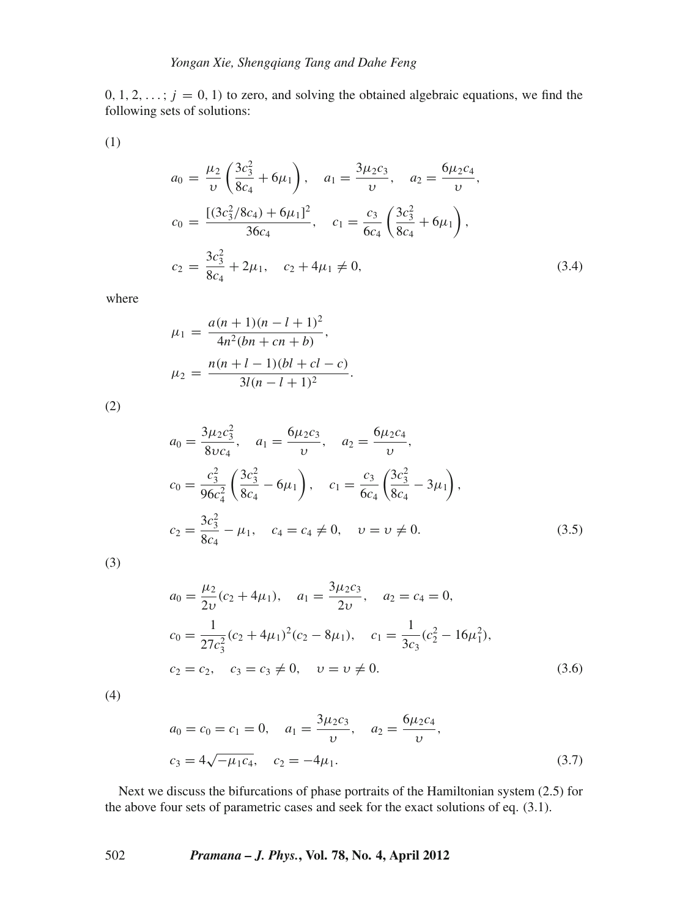0, 1, 2, . . . ; $j = 0, 1$) to zero, and solving the obtained algebraic equations, we find the following sets of solutions:

(1)

$$a_0 = \frac{\mu_2}{\upsilon}\left(\frac{3c_3^2}{8c_4} + 6\mu_1\right), \quad a_1 = \frac{3\mu_2 c_3}{\upsilon}, \quad a_2 = \frac{6\mu_2 c_4}{\upsilon},$$
$$c_0 = \frac{[(3c_3^2/8c_4) + 6\mu_1]^2}{36c_4}, \quad c_1 = \frac{c_3}{6c_4}\left(\frac{3c_3^2}{8c_4} + 6\mu_1\right),$$
$$c_2 = \frac{3c_3^2}{8c_4} + 2\mu_1, \quad c_2 + 4\mu_1 \neq 0, \tag{3.4}$$

where

$$\mu_1 = \frac{a(n+1)(n-l+1)^2}{4n^2(bn+cn+b)},$$
$$\mu_2 = \frac{n(n+l-1)(bl+cl-c)}{3l(n-l+1)^2}.$$

(2)

$$a_0 = \frac{3\mu_2 c_3^2}{8\upsilon c_4}, \quad a_1 = \frac{6\mu_2 c_3}{\upsilon}, \quad a_2 = \frac{6\mu_2 c_4}{\upsilon},$$
$$c_0 = \frac{c_3^2}{96c_4^2}\left(\frac{3c_3^2}{8c_4} - 6\mu_1\right), \quad c_1 = \frac{c_3}{6c_4}\left(\frac{3c_3^2}{8c_4} - 3\mu_1\right),$$
$$c_2 = \frac{3c_3^2}{8c_4} - \mu_1, \quad c_4 = c_4 \neq 0, \quad \upsilon = \upsilon \neq 0. \tag{3.5}$$

(3)

$$a_0 = \frac{\mu_2}{2\upsilon}(c_2 + 4\mu_1), \quad a_1 = \frac{3\mu_2 c_3}{2\upsilon}, \quad a_2 = c_4 = 0,$$
$$c_0 = \frac{1}{27c_3^2}(c_2 + 4\mu_1)^2(c_2 - 8\mu_1), \quad c_1 = \frac{1}{3c_3}(c_2^2 - 16\mu_1^2),$$
$$c_2 = c_2, \quad c_3 = c_3 \neq 0, \quad \upsilon = \upsilon \neq 0. \tag{3.6}$$

(4)

$$a_0 = c_0 = c_1 = 0, \quad a_1 = \frac{3\mu_2 c_3}{\upsilon}, \quad a_2 = \frac{6\mu_2 c_4}{\upsilon},$$
$$c_3 = 4\sqrt{-\mu_1 c_4}, \quad c_2 = -4\mu_1. \tag{3.7}$$

Next we discuss the bifurcations of phase portraits of the Hamiltonian system (2.5) for the above four sets of parametric cases and seek for the exact solutions of eq. (3.1).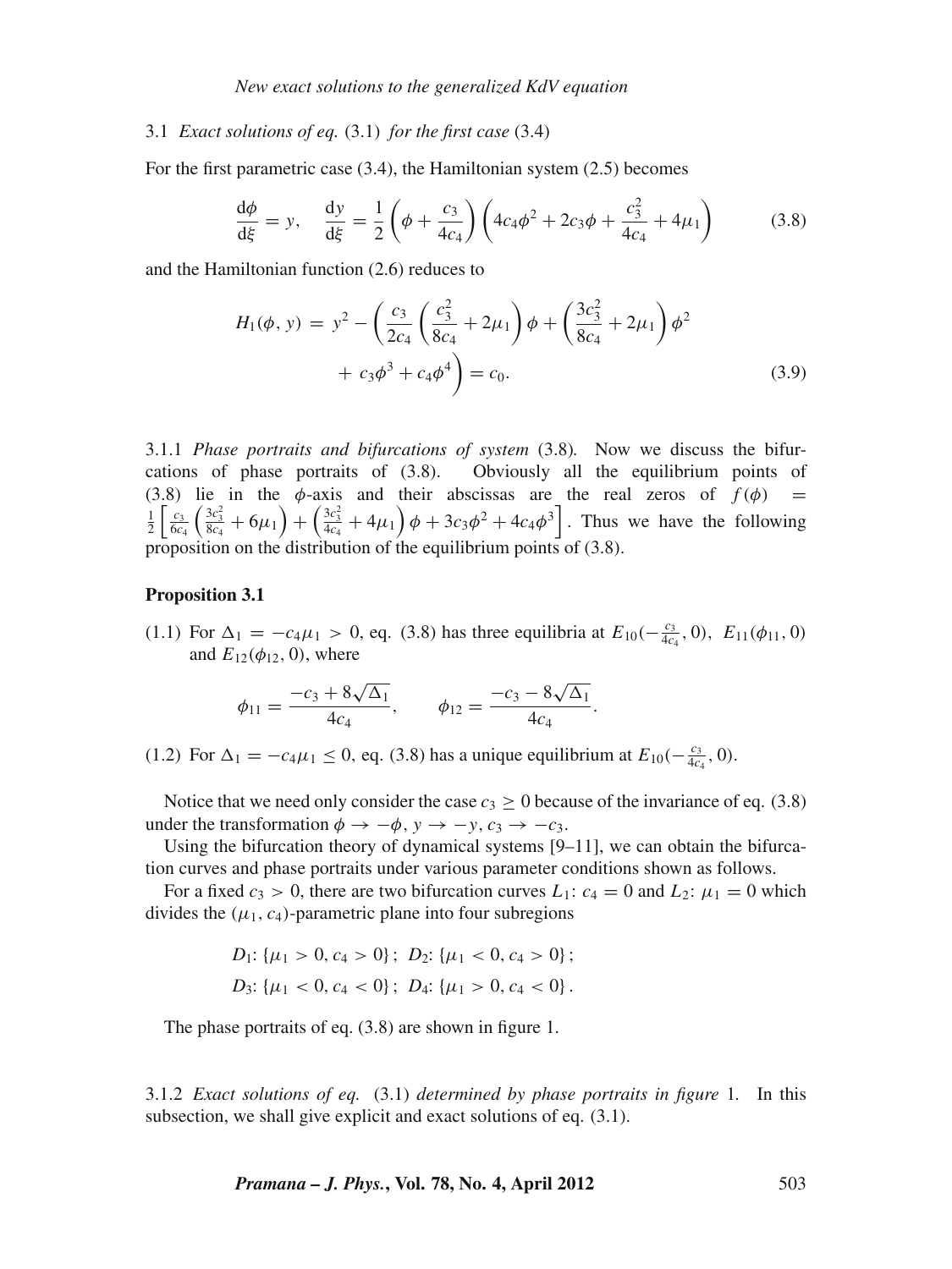### 3.1 *Exact solutions of eq.* (3.1) *for the first case* (3.4)

For the first parametric case (3.4), the Hamiltonian system (2.5) becomes

$$\frac{\mathrm{d}\phi}{\mathrm{d}\xi} = y, \quad \frac{\mathrm{d}y}{\mathrm{d}\xi} = \frac{1}{2}\left(\phi + \frac{c_3}{4c_4}\right)\left(4c_4\phi^2 + 2c_3\phi + \frac{c_3^2}{4c_4} + 4\mu_1\right) \tag{3.8}$$

and the Hamiltonian function (2.6) reduces to

$$H_1(\phi, y) = y^2 - \left(\frac{c_3}{2c_4}\left(\frac{c_3^2}{8c_4} + 2\mu_1\right)\phi + \left(\frac{3c_3^2}{8c_4} + 2\mu_1\right)\phi^2 + c_3\phi^3 + c_4\phi^4\right) = c_0. \tag{3.9}$$

#### 3.1.1 *Phase portraits and bifurcations of system* (3.8).

Now we discuss the bifurcations of phase portraits of (3.8). Obviously all the equilibrium points of (3.8) lie in the $\phi$-axis and their abscissas are the real zeros of $f(\phi) = \frac{1}{2}\left[\frac{c_3}{6c_4}\left(\frac{3c_3^2}{8c_4} + 6\mu_1\right) + \left(\frac{3c_3^2}{4c_4} + 4\mu_1\right)\phi + 3c_3\phi^2 + 4c_4\phi^3\right]$. Thus we have the following proposition on the distribution of the equilibrium points of (3.8).

**Proposition 3.1**

(1.1) For $\Delta_1 = -c_4\mu_1 > 0$, eq. (3.8) has three equilibria at $E_{10}(-\frac{c_3}{4c_4}, 0)$, $E_{11}(\phi_{11}, 0)$ and $E_{12}(\phi_{12}, 0)$, where

$$\phi_{11} = \frac{-c_3 + 8\sqrt{\Delta_1}}{4c_4}, \qquad \phi_{12} = \frac{-c_3 - 8\sqrt{\Delta_1}}{4c_4}.$$

(1.2) For $\Delta_1 = -c_4\mu_1 \leq 0$, eq. (3.8) has a unique equilibrium at $E_{10}(-\frac{c_3}{4c_4}, 0)$.

Notice that we need only consider the case $c_3 \geq 0$ because of the invariance of eq. (3.8) under the transformation $\phi \to -\phi$, $y \to -y$, $c_3 \to -c_3$.

Using the bifurcation theory of dynamical systems [9–11], we can obtain the bifurcation curves and phase portraits under various parameter conditions shown as follows.

For a fixed $c_3 > 0$, there are two bifurcation curves $L_1$: $c_4 = 0$ and $L_2$: $\mu_1 = 0$ which divides the $(\mu_1, c_4)$-parametric plane into four subregions

$$D_1: \{\mu_1 > 0, c_4 > 0\};\ D_2: \{\mu_1 < 0, c_4 > 0\};$$
$$D_3: \{\mu_1 < 0, c_4 < 0\};\ D_4: \{\mu_1 > 0, c_4 < 0\}.$$

The phase portraits of eq. (3.8) are shown in figure 1.

#### 3.1.2 *Exact solutions of eq.* (3.1) *determined by phase portraits in figure* 1.

In this subsection, we shall give explicit and exact solutions of eq. (3.1).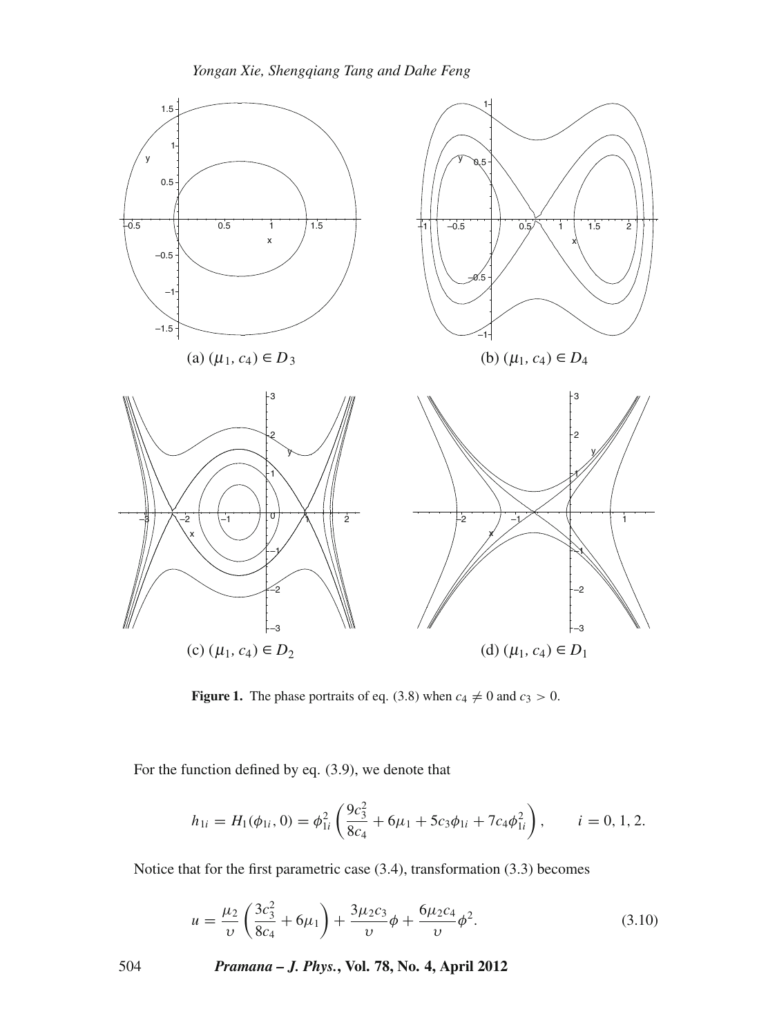(a) $(\mu_1, c_4) \in D_3$

(b) $(\mu_1, c_4) \in D_4$

(c) $(\mu_1, c_4) \in D_2$

(d) $(\mu_1, c_4) \in D_1$

**Figure 1.** The phase portraits of eq. (3.8) when $c_4 \neq 0$ and $c_3 > 0$.

For the function defined by eq. (3.9), we denote that

$$h_{1i} = H_1(\phi_{1i}, 0) = \phi_{1i}^2 \left( \frac{9c_3^2}{8c_4} + 6\mu_1 + 5c_3\phi_{1i} + 7c_4\phi_{1i}^2 \right), \qquad i = 0, 1, 2.$$

Notice that for the first parametric case (3.4), transformation (3.3) becomes

$$u = \frac{\mu_2}{\upsilon} \left( \frac{3c_3^2}{8c_4} + 6\mu_1 \right) + \frac{3\mu_2 c_3}{\upsilon}\phi + \frac{6\mu_2 c_4}{\upsilon}\phi^2. \tag{3.10}$$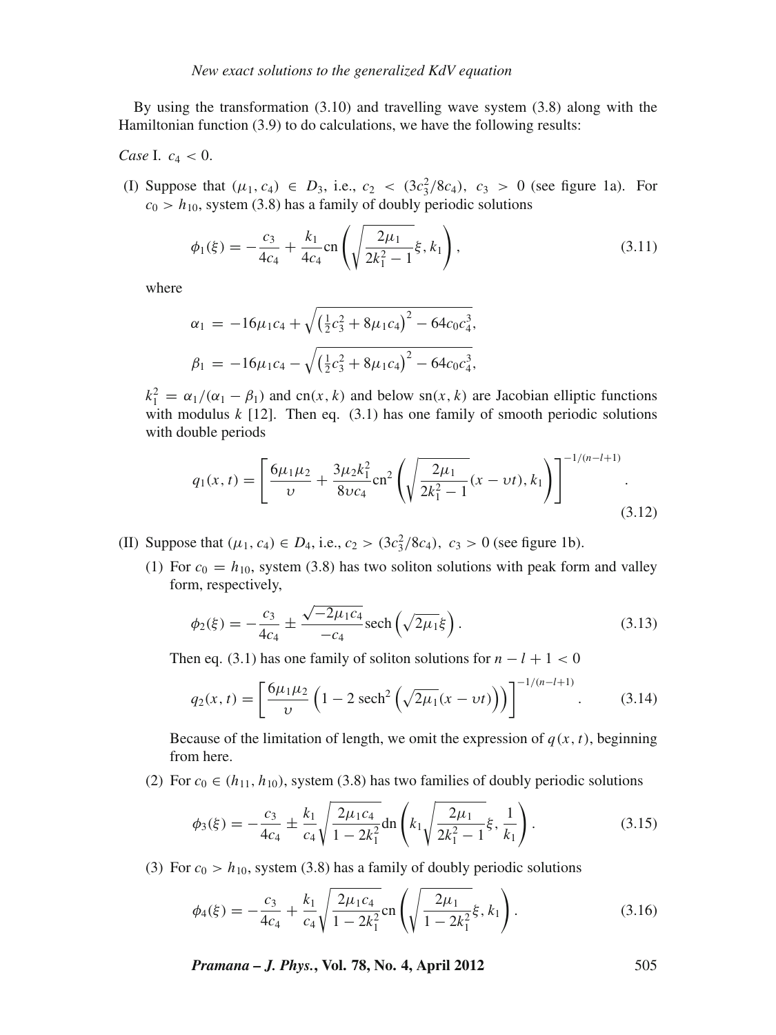By using the transformation (3.10) and travelling wave system (3.8) along with the Hamiltonian function (3.9) to do calculations, we have the following results:

*Case* I. $c_4 < 0$.

(I) Suppose that $(\mu_1, c_4) \in D_3$, i.e., $c_2 < (3c_3^2/8c_4)$, $c_3 > 0$ (see figure 1a). For $c_0 > h_{10}$, system (3.8) has a family of doubly periodic solutions

$$\phi_1(\xi) = -\frac{c_3}{4c_4} + \frac{k_1}{4c_4}\mathrm{cn}\left(\sqrt{\frac{2\mu_1}{2k_1^2-1}}\xi, k_1\right), \tag{3.11}$$

where

$$\alpha_1 = -16\mu_1 c_4 + \sqrt{\left(\tfrac{1}{2}c_3^2 + 8\mu_1 c_4\right)^2 - 64c_0c_4^3},$$

$$\beta_1 = -16\mu_1 c_4 - \sqrt{\left(\tfrac{1}{2}c_3^2 + 8\mu_1 c_4\right)^2 - 64c_0c_4^3},$$

$k_1^2 = \alpha_1/(\alpha_1 - \beta_1)$ and $\mathrm{cn}(x, k)$ and below $\mathrm{sn}(x, k)$ are Jacobian elliptic functions with modulus $k$ [12]. Then eq. (3.1) has one family of smooth periodic solutions with double periods

$$q_1(x,t) = \left[\frac{6\mu_1\mu_2}{\upsilon} + \frac{3\mu_2 k_1^2}{8\upsilon c_4}\mathrm{cn}^2\left(\sqrt{\frac{2\mu_1}{2k_1^2-1}}(x-\upsilon t), k_1\right)\right]^{-1/(n-l+1)}. \tag{3.12}$$

(II) Suppose that $(\mu_1, c_4) \in D_4$, i.e., $c_2 > (3c_3^2/8c_4)$, $c_3 > 0$ (see figure 1b).

(1) For $c_0 = h_{10}$, system (3.8) has two soliton solutions with peak form and valley form, respectively,

$$\phi_2(\xi) = -\frac{c_3}{4c_4} \pm \frac{\sqrt{-2\mu_1 c_4}}{-c_4}\mathrm{sech}\left(\sqrt{2\mu_1}\xi\right). \tag{3.13}$$

Then eq. (3.1) has one family of soliton solutions for $n - l + 1 < 0$

$$q_2(x,t) = \left[\frac{6\mu_1\mu_2}{\upsilon}\left(1 - 2\,\mathrm{sech}^2\left(\sqrt{2\mu_1}(x-\upsilon t)\right)\right)\right]^{-1/(n-l+1)}. \tag{3.14}$$

Because of the limitation of length, we omit the expression of $q(x,t)$, beginning from here.

(2) For $c_0 \in (h_{11}, h_{10})$, system (3.8) has two families of doubly periodic solutions

$$\phi_3(\xi) = -\frac{c_3}{4c_4} \pm \frac{k_1}{c_4}\sqrt{\frac{2\mu_1 c_4}{1-2k_1^2}}\mathrm{dn}\left(k_1\sqrt{\frac{2\mu_1}{2k_1^2-1}}\xi, \frac{1}{k_1}\right). \tag{3.15}$$

(3) For $c_0 > h_{10}$, system (3.8) has a family of doubly periodic solutions

$$\phi_4(\xi) = -\frac{c_3}{4c_4} + \frac{k_1}{c_4}\sqrt{\frac{2\mu_1 c_4}{1-2k_1^2}}\mathrm{cn}\left(\sqrt{\frac{2\mu_1}{1-2k_1^2}}\xi, k_1\right). \tag{3.16}$$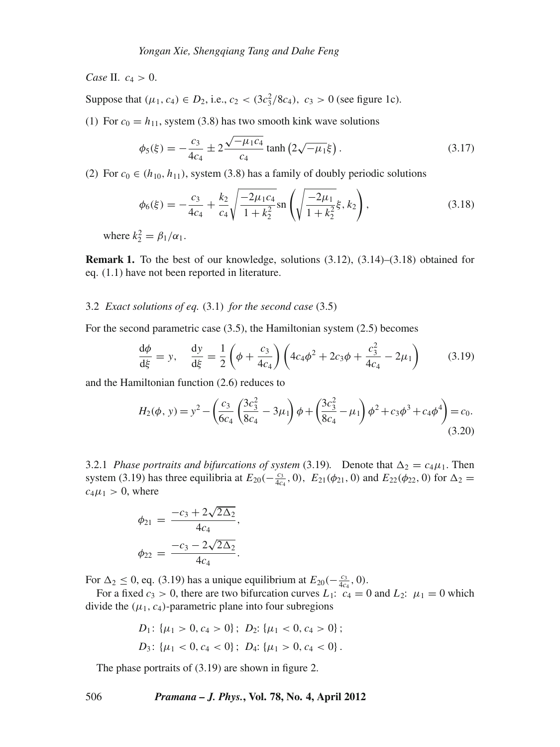*Case* II. $c_4 > 0$.

Suppose that $(\mu_1, c_4) \in D_2$, i.e., $c_2 < (3c_3^2/8c_4)$, $c_3 > 0$ (see figure 1c).

(1) For $c_0 = h_{11}$, system (3.8) has two smooth kink wave solutions

$$\phi_5(\xi) = -\frac{c_3}{4c_4} \pm 2\frac{\sqrt{-\mu_1 c_4}}{c_4} \tanh\left(2\sqrt{-\mu_1}\xi\right). \tag{3.17}$$

(2) For $c_0 \in (h_{10}, h_{11})$, system (3.8) has a family of doubly periodic solutions

$$\phi_6(\xi) = -\frac{c_3}{4c_4} + \frac{k_2}{c_4}\sqrt{\frac{-2\mu_1 c_4}{1+k_2^2}}\,\mathrm{sn}\left(\sqrt{\frac{-2\mu_1}{1+k_2^2}}\xi, k_2\right), \tag{3.18}$$

where $k_2^2 = \beta_1/\alpha_1$.

**Remark 1.** To the best of our knowledge, solutions (3.12), (3.14)–(3.18) obtained for eq. (1.1) have not been reported in literature.

### 3.2 *Exact solutions of eq.* (3.1) *for the second case* (3.5)

For the second parametric case (3.5), the Hamiltonian system (2.5) becomes

$$\frac{\mathrm{d}\phi}{\mathrm{d}\xi} = y, \quad \frac{\mathrm{d}y}{\mathrm{d}\xi} = \frac{1}{2}\left(\phi + \frac{c_3}{4c_4}\right)\left(4c_4\phi^2 + 2c_3\phi + \frac{c_3^2}{4c_4} - 2\mu_1\right) \tag{3.19}$$

and the Hamiltonian function (2.6) reduces to

$$H_2(\phi, y) = y^2 - \left(\frac{c_3}{6c_4}\left(\frac{3c_3^2}{8c_4} - 3\mu_1\right)\phi + \left(\frac{3c_3^2}{8c_4} - \mu_1\right)\phi^2 + c_3\phi^3 + c_4\phi^4\right) = c_0. \tag{3.20}$$

3.2.1 *Phase portraits and bifurcations of system* (3.19). Denote that $\Delta_2 = c_4\mu_1$. Then system (3.19) has three equilibria at $E_{20}(-\frac{c_3}{4c_4}, 0)$, $E_{21}(\phi_{21}, 0)$ and $E_{22}(\phi_{22}, 0)$ for $\Delta_2 = c_4\mu_1 > 0$, where

$$\phi_{21} = \frac{-c_3 + 2\sqrt{2\Delta_2}}{4c_4},$$

$$\phi_{22} = \frac{-c_3 - 2\sqrt{2\Delta_2}}{4c_4}.$$

For $\Delta_2 \leq 0$, eq. (3.19) has a unique equilibrium at $E_{20}(-\frac{c_3}{4c_4}, 0)$.

For a fixed $c_3 > 0$, there are two bifurcation curves $L_1$: $c_4 = 0$ and $L_2$: $\mu_1 = 0$ which divide the $(\mu_1, c_4)$-parametric plane into four subregions

$$D_1\colon \{\mu_1 > 0, c_4 > 0\};\ D_2\colon \{\mu_1 < 0, c_4 > 0\};$$

$$D_3\colon \{\mu_1 < 0, c_4 < 0\};\ D_4\colon \{\mu_1 > 0, c_4 < 0\}.$$

The phase portraits of (3.19) are shown in figure 2.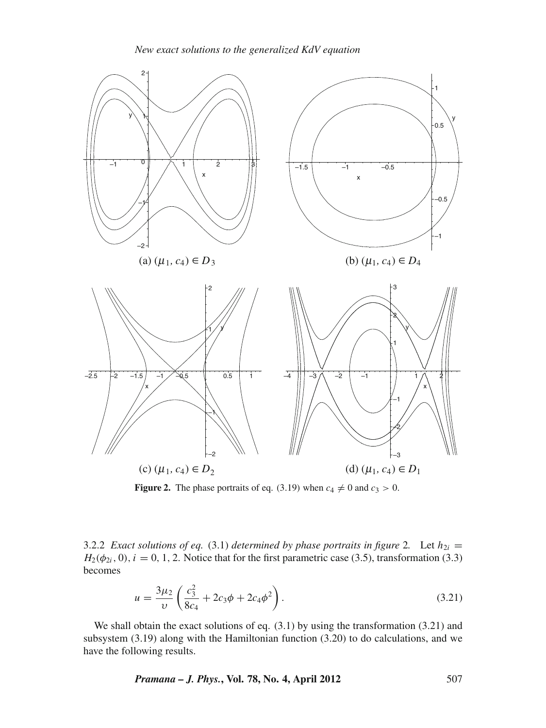(a) $(\mu_1, c_4) \in D_3$

(b) $(\mu_1, c_4) \in D_4$

(c) $(\mu_1, c_4) \in D_2$

(d) $(\mu_1, c_4) \in D_1$

**Figure 2.** The phase portraits of eq. (3.19) when $c_4 \neq 0$ and $c_3 > 0$.

3.2.2 *Exact solutions of eq.* (3.1) *determined by phase portraits in figure* 2. Let $h_{2i} = H_2(\phi_{2i}, 0)$, $i = 0, 1, 2$. Notice that for the first parametric case (3.5), transformation (3.3) becomes

$$u = \frac{3\mu_2}{\upsilon}\left(\frac{c_3^2}{8c_4} + 2c_3\phi + 2c_4\phi^2\right). \tag{3.21}$$

We shall obtain the exact solutions of eq. (3.1) by using the transformation (3.21) and subsystem (3.19) along with the Hamiltonian function (3.20) to do calculations, and we have the following results.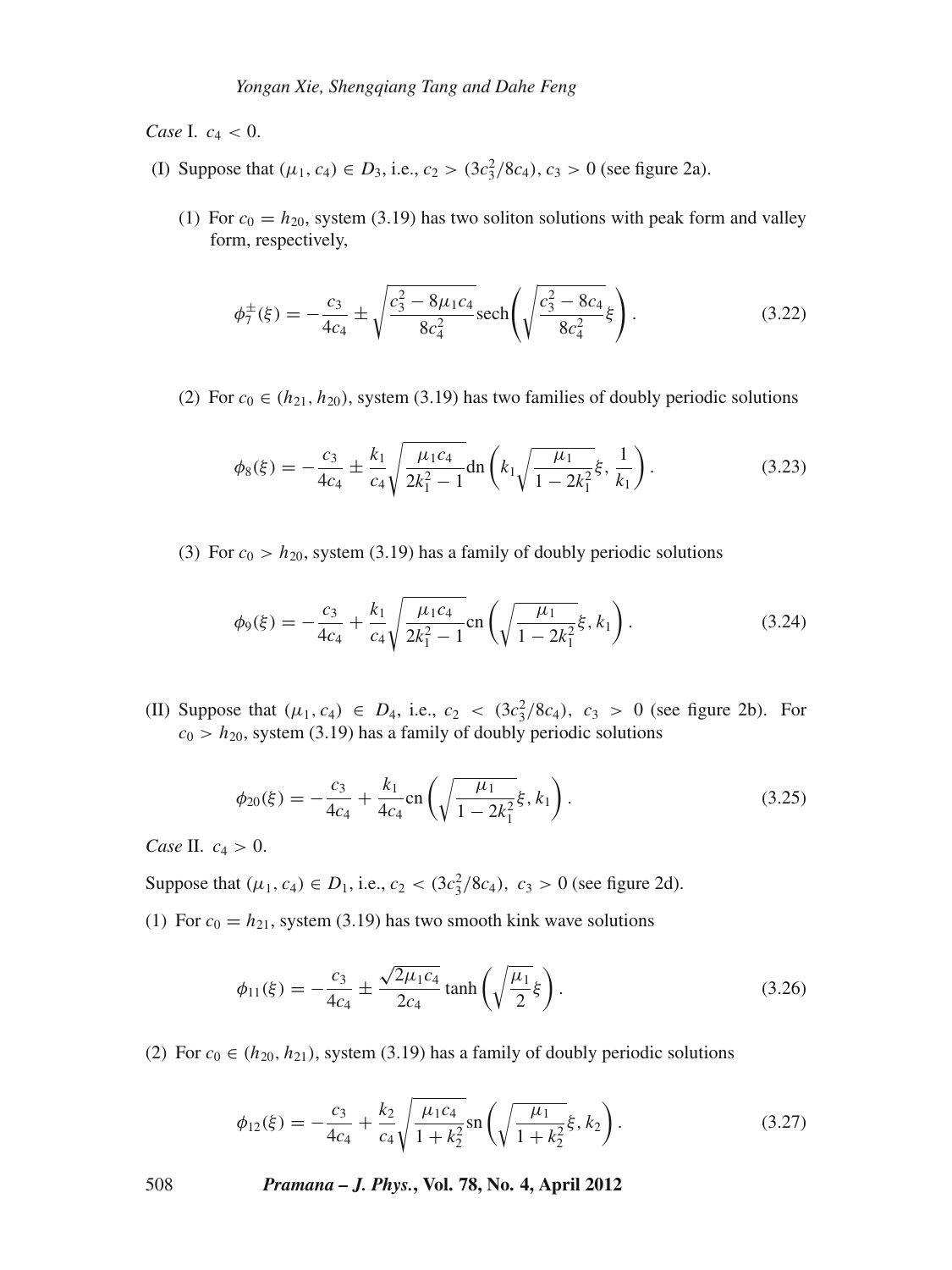*Case* I. $c_4 < 0$.

(I) Suppose that $(\mu_1, c_4) \in D_3$, i.e., $c_2 > (3c_3^2/8c_4)$, $c_3 > 0$ (see figure 2a).

(1) For $c_0 = h_{20}$, system (3.19) has two soliton solutions with peak form and valley form, respectively,

$$\phi_7^{\pm}(\xi) = -\frac{c_3}{4c_4} \pm \sqrt{\frac{c_3^2 - 8\mu_1 c_4}{8c_4^2}} \operatorname{sech}\left(\sqrt{\frac{c_3^2 - 8c_4}{8c_4^2}}\xi\right). \tag{3.22}$$

(2) For $c_0 \in (h_{21}, h_{20})$, system (3.19) has two families of doubly periodic solutions

$$\phi_8(\xi) = -\frac{c_3}{4c_4} \pm \frac{k_1}{c_4}\sqrt{\frac{\mu_1 c_4}{2k_1^2 - 1}} \operatorname{dn}\left(k_1\sqrt{\frac{\mu_1}{1 - 2k_1^2}}\xi, \frac{1}{k_1}\right). \tag{3.23}$$

(3) For $c_0 > h_{20}$, system (3.19) has a family of doubly periodic solutions

$$\phi_9(\xi) = -\frac{c_3}{4c_4} + \frac{k_1}{c_4}\sqrt{\frac{\mu_1 c_4}{2k_1^2 - 1}} \operatorname{cn}\left(\sqrt{\frac{\mu_1}{1 - 2k_1^2}}\xi, k_1\right). \tag{3.24}$$

(II) Suppose that $(\mu_1, c_4) \in D_4$, i.e., $c_2 < (3c_3^2/8c_4)$, $c_3 > 0$ (see figure 2b). For $c_0 > h_{20}$, system (3.19) has a family of doubly periodic solutions

$$\phi_{20}(\xi) = -\frac{c_3}{4c_4} + \frac{k_1}{4c_4} \operatorname{cn}\left(\sqrt{\frac{\mu_1}{1 - 2k_1^2}}\xi, k_1\right). \tag{3.25}$$

*Case* II. $c_4 > 0$.

Suppose that $(\mu_1, c_4) \in D_1$, i.e., $c_2 < (3c_3^2/8c_4)$, $c_3 > 0$ (see figure 2d).

(1) For $c_0 = h_{21}$, system (3.19) has two smooth kink wave solutions

$$\phi_{11}(\xi) = -\frac{c_3}{4c_4} \pm \frac{\sqrt{2\mu_1 c_4}}{2c_4} \tanh\left(\sqrt{\frac{\mu_1}{2}}\xi\right). \tag{3.26}$$

(2) For $c_0 \in (h_{20}, h_{21})$, system (3.19) has a family of doubly periodic solutions

$$\phi_{12}(\xi) = -\frac{c_3}{4c_4} + \frac{k_2}{c_4}\sqrt{\frac{\mu_1 c_4}{1 + k_2^2}} \operatorname{sn}\left(\sqrt{\frac{\mu_1}{1 + k_2^2}}\xi, k_2\right). \tag{3.27}$$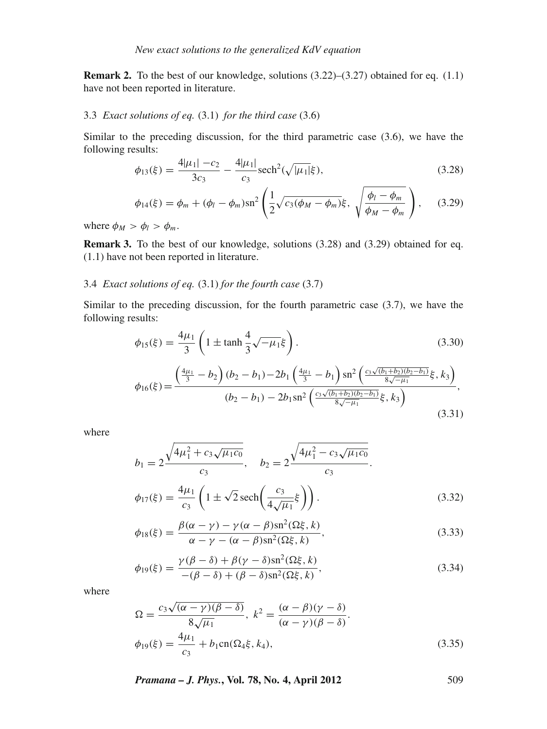**Remark 2.** To the best of our knowledge, solutions (3.22)–(3.27) obtained for eq. (1.1) have not been reported in literature.

### 3.3 *Exact solutions of eq.* (3.1) *for the third case* (3.6)

Similar to the preceding discussion, for the third parametric case (3.6), we have the following results:

$$\phi_{13}(\xi) = \frac{4|\mu_1| - c_2}{3c_3} - \frac{4|\mu_1|}{c_3}\mathrm{sech}^2(\sqrt{|\mu_1|}\xi), \tag{3.28}$$

$$\phi_{14}(\xi) = \phi_m + (\phi_l - \phi_m)\mathrm{sn}^2\left(\frac{1}{2}\sqrt{c_3(\phi_M - \phi_m)}\xi,\ \sqrt{\frac{\phi_l - \phi_m}{\phi_M - \phi_m}}\right), \tag{3.29}$$

where $\phi_M > \phi_l > \phi_m$.

**Remark 3.** To the best of our knowledge, solutions (3.28) and (3.29) obtained for eq. (1.1) have not been reported in literature.

### 3.4 *Exact solutions of eq.* (3.1) *for the fourth case* (3.7)

Similar to the preceding discussion, for the fourth parametric case (3.7), we have the following results:

$$\phi_{15}(\xi) = \frac{4\mu_1}{3}\left(1 \pm \tanh\frac{4}{3}\sqrt{-\mu_1}\xi\right). \tag{3.30}$$

$$\phi_{16}(\xi) = \frac{\left(\frac{4\mu_1}{3} - b_2\right)(b_2 - b_1) - 2b_1\left(\frac{4\mu_1}{3} - b_1\right)\mathrm{sn}^2\left(\frac{c_3\sqrt{(b_1+b_2)(b_2-b_1)}}{8\sqrt{-\mu_1}}\xi, k_3\right)}{(b_2 - b_1) - 2b_1\mathrm{sn}^2\left(\frac{c_3\sqrt{(b_1+b_2)(b_2-b_1)}}{8\sqrt{-\mu_1}}\xi, k_3\right)}, \tag{3.31}$$

where

$$b_1 = 2\frac{\sqrt{4\mu_1^2 + c_3\sqrt{\mu_1 c_0}}}{c_3}, \quad b_2 = 2\frac{\sqrt{4\mu_1^2 - c_3\sqrt{\mu_1 c_0}}}{c_3}.$$

$$\phi_{17}(\xi) = \frac{4\mu_1}{c_3}\left(1 \pm \sqrt{2}\,\mathrm{sech}\left(\frac{c_3}{4\sqrt{\mu_1}}\xi\right)\right). \tag{3.32}$$

$$\phi_{18}(\xi) = \frac{\beta(\alpha - \gamma) - \gamma(\alpha - \beta)\mathrm{sn}^2(\Omega\xi, k)}{\alpha - \gamma - (\alpha - \beta)\mathrm{sn}^2(\Omega\xi, k)}, \tag{3.33}$$

$$\phi_{19}(\xi) = \frac{\gamma(\beta - \delta) + \beta(\gamma - \delta)\mathrm{sn}^2(\Omega\xi, k)}{-(\beta - \delta) + (\beta - \delta)\mathrm{sn}^2(\Omega\xi, k)}, \tag{3.34}$$

where

$$\Omega = \frac{c_3\sqrt{(\alpha - \gamma)(\beta - \delta)}}{8\sqrt{\mu_1}},\ k^2 = \frac{(\alpha - \beta)(\gamma - \delta)}{(\alpha - \gamma)(\beta - \delta)}.$$

$$\phi_{19}(\xi) = \frac{4\mu_1}{c_3} + b_1\mathrm{cn}(\Omega_4\xi, k_4), \tag{3.35}$$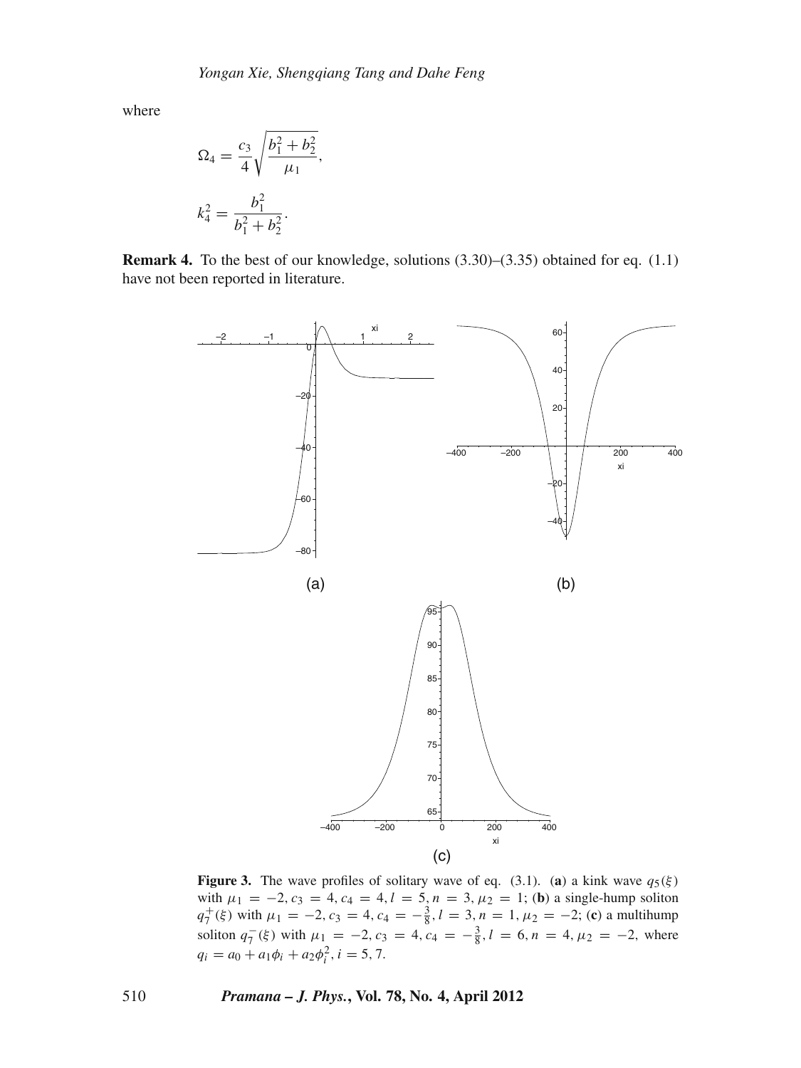where

$$\Omega_4 = \frac{c_3}{4}\sqrt{\frac{b_1^2 + b_2^2}{\mu_1}},$$

$$k_4^2 = \frac{b_1^2}{b_1^2 + b_2^2}.$$

**Remark 4.** To the best of our knowledge, solutions (3.30)–(3.35) obtained for eq. (1.1) have not been reported in literature.

**Figure 3.** The wave profiles of solitary wave of eq. (3.1). (**a**) a kink wave $q_5(\xi)$ with $\mu_1 = -2, c_3 = 4, c_4 = 4, l = 5, n = 3, \mu_2 = 1$; (**b**) a single-hump soliton $q_7^+(\xi)$ with $\mu_1 = -2, c_3 = 4, c_4 = -\frac{3}{8}, l = 3, n = 1, \mu_2 = -2$; (**c**) a multihump soliton $q_7^-(\xi)$ with $\mu_1 = -2, c_3 = 4, c_4 = -\frac{3}{8}, l = 6, n = 4, \mu_2 = -2$, where $q_i = a_0 + a_1\phi_i + a_2\phi_i^2, i = 5, 7$.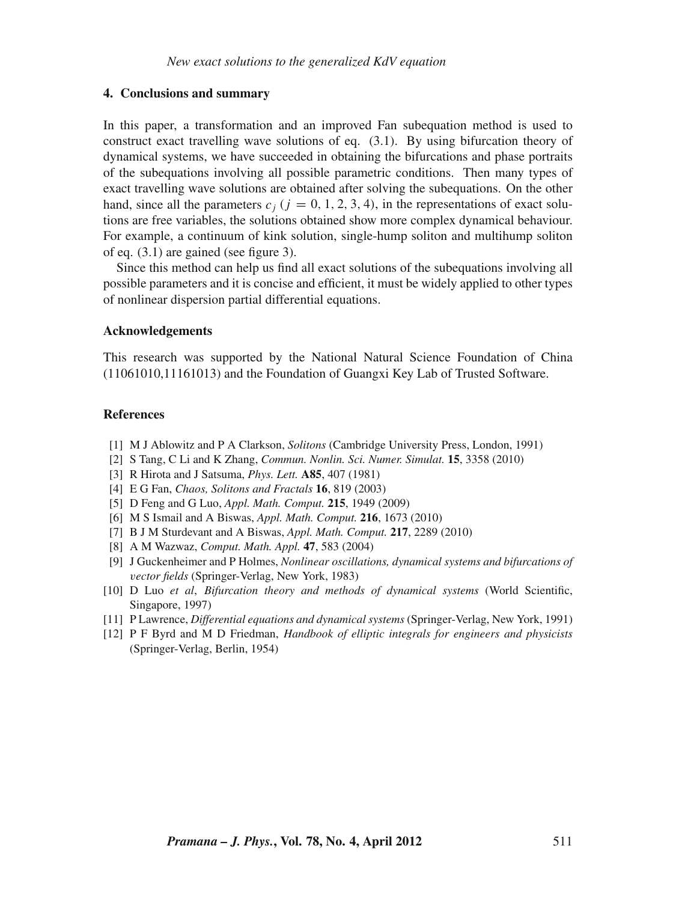## 4. Conclusions and summary

In this paper, a transformation and an improved Fan subequation method is used to construct exact travelling wave solutions of eq. (3.1). By using bifurcation theory of dynamical systems, we have succeeded in obtaining the bifurcations and phase portraits of the subequations involving all possible parametric conditions. Then many types of exact travelling wave solutions are obtained after solving the subequations. On the other hand, since all the parameters $c_j$ ($j = 0, 1, 2, 3, 4$), in the representations of exact solutions are free variables, the solutions obtained show more complex dynamical behaviour. For example, a continuum of kink solution, single-hump soliton and multihump soliton of eq. (3.1) are gained (see figure 3).

Since this method can help us find all exact solutions of the subequations involving all possible parameters and it is concise and efficient, it must be widely applied to other types of nonlinear dispersion partial differential equations.

### Acknowledgements

This research was supported by the National Natural Science Foundation of China (11061010,11161013) and the Foundation of Guangxi Key Lab of Trusted Software.

### References

[1] M J Ablowitz and P A Clarkson, *Solitons* (Cambridge University Press, London, 1991)
[2] S Tang, C Li and K Zhang, *Commun. Nonlin. Sci. Numer. Simulat.* **15**, 3358 (2010)
[3] R Hirota and J Satsuma, *Phys. Lett.* **A85**, 407 (1981)
[4] E G Fan, *Chaos, Solitons and Fractals* **16**, 819 (2003)
[5] D Feng and G Luo, *Appl. Math. Comput.* **215**, 1949 (2009)
[6] M S Ismail and A Biswas, *Appl. Math. Comput.* **216**, 1673 (2010)
[7] B J M Sturdevant and A Biswas, *Appl. Math. Comput.* **217**, 2289 (2010)
[8] A M Wazwaz, *Comput. Math. Appl.* **47**, 583 (2004)
[9] J Guckenheimer and P Holmes, *Nonlinear oscillations, dynamical systems and bifurcations of vector fields* (Springer-Verlag, New York, 1983)
[10] D Luo *et al*, *Bifurcation theory and methods of dynamical systems* (World Scientific, Singapore, 1997)
[11] P Lawrence, *Differential equations and dynamical systems* (Springer-Verlag, New York, 1991)
[12] P F Byrd and M D Friedman, *Handbook of elliptic integrals for engineers and physicists* (Springer-Verlag, Berlin, 1954)